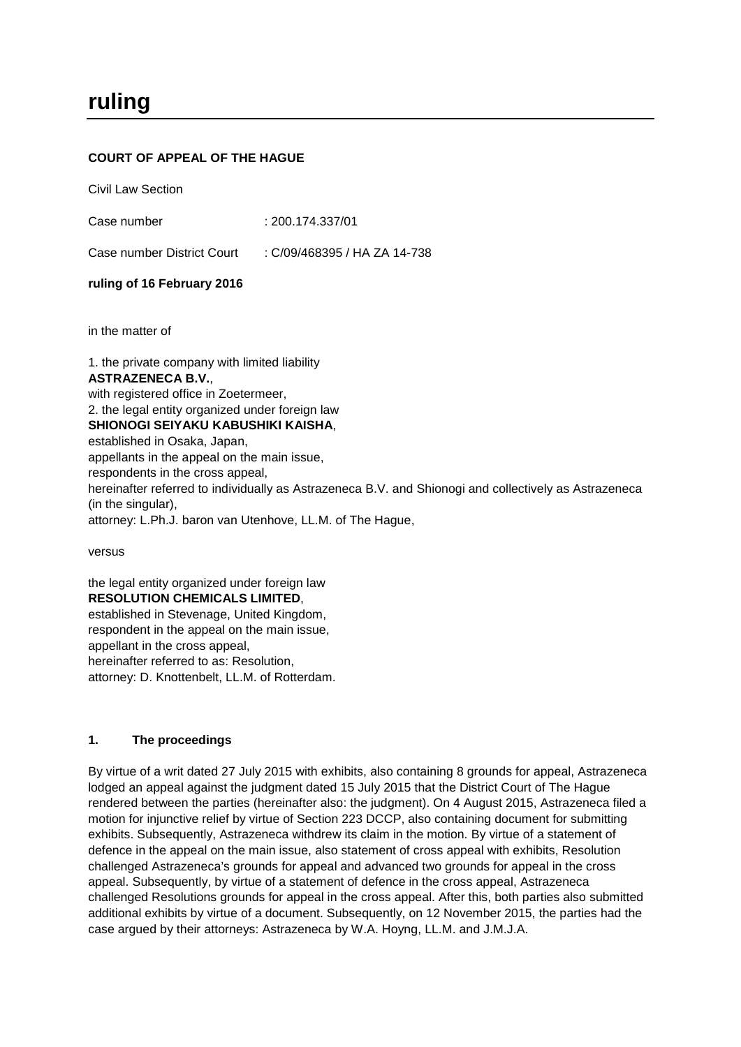# ruling

**COURT OF APPEAL OF THE HAGUE**

Civil Law Section

Case number : 200.174.337/01

Case number District Court : C/09/468395 / HA ZA 14-738

**ruling of 16 February 2016**

in the matter of

1. the private company with limited liability
**ASTRAZENECA B.V.**,
with registered office in Zoetermeer,
2. the legal entity organized under foreign law
**SHIONOGI SEIYAKU KABUSHIKI KAISHA**,
established in Osaka, Japan,
appellants in the appeal on the main issue,
respondents in the cross appeal,
hereinafter referred to individually as Astrazeneca B.V. and Shionogi and collectively as Astrazeneca (in the singular),
attorney: L.Ph.J. baron van Utenhove, LL.M. of The Hague,

versus

the legal entity organized under foreign law
**RESOLUTION CHEMICALS LIMITED**,
established in Stevenage, United Kingdom,
respondent in the appeal on the main issue,
appellant in the cross appeal,
hereinafter referred to as: Resolution,
attorney: D. Knottenbelt, LL.M. of Rotterdam.

## 1. The proceedings

By virtue of a writ dated 27 July 2015 with exhibits, also containing 8 grounds for appeal, Astrazeneca lodged an appeal against the judgment dated 15 July 2015 that the District Court of The Hague rendered between the parties (hereinafter also: the judgment). On 4 August 2015, Astrazeneca filed a motion for injunctive relief by virtue of Section 223 DCCP, also containing document for submitting exhibits. Subsequently, Astrazeneca withdrew its claim in the motion. By virtue of a statement of defence in the appeal on the main issue, also statement of cross appeal with exhibits, Resolution challenged Astrazeneca's grounds for appeal and advanced two grounds for appeal in the cross appeal. Subsequently, by virtue of a statement of defence in the cross appeal, Astrazeneca challenged Resolutions grounds for appeal in the cross appeal. After this, both parties also submitted additional exhibits by virtue of a document. Subsequently, on 12 November 2015, the parties had the case argued by their attorneys: Astrazeneca by W.A. Hoyng, LL.M. and J.M.J.A.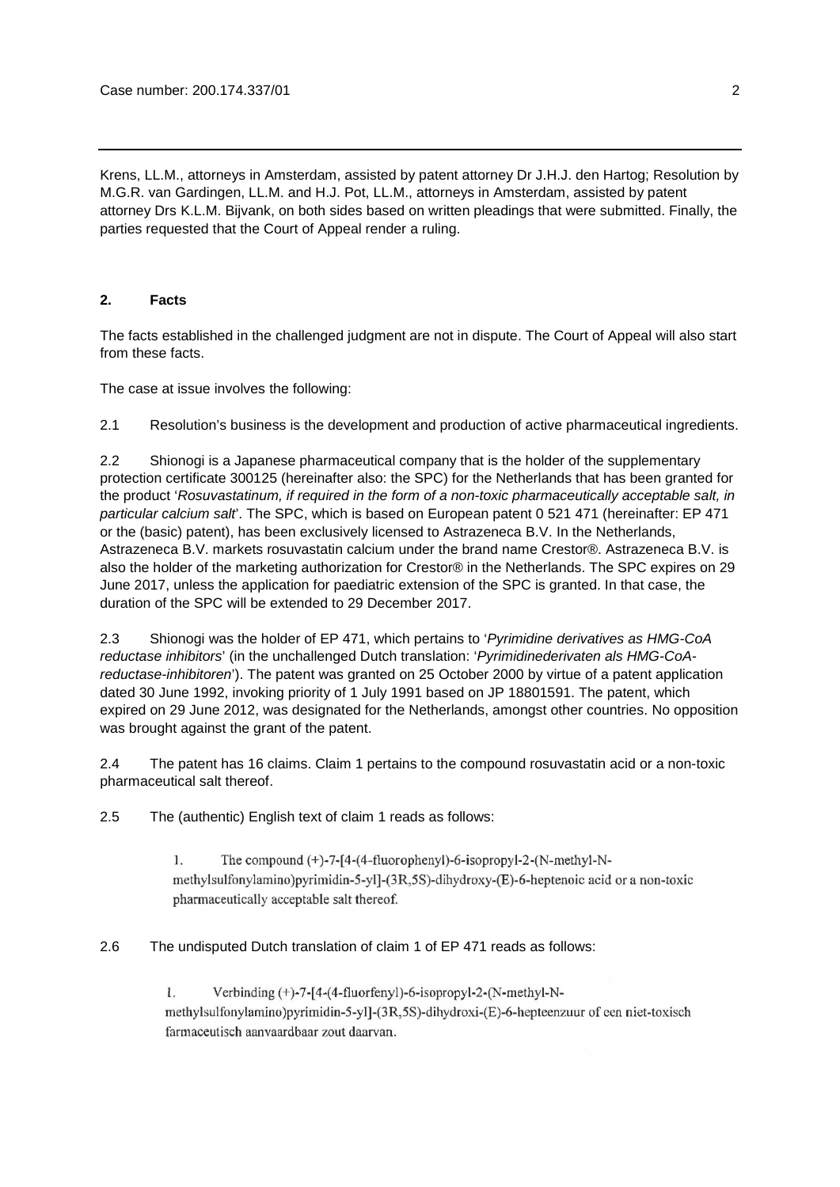Krens, LL.M., attorneys in Amsterdam, assisted by patent attorney Dr J.H.J. den Hartog; Resolution by M.G.R. van Gardingen, LL.M. and H.J. Pot, LL.M., attorneys in Amsterdam, assisted by patent attorney Drs K.L.M. Bijvank, on both sides based on written pleadings that were submitted. Finally, the parties requested that the Court of Appeal render a ruling.

## 2. Facts

The facts established in the challenged judgment are not in dispute. The Court of Appeal will also start from these facts.

The case at issue involves the following:

2.1 Resolution's business is the development and production of active pharmaceutical ingredients.

2.2 Shionogi is a Japanese pharmaceutical company that is the holder of the supplementary protection certificate 300125 (hereinafter also: the SPC) for the Netherlands that has been granted for the product '*Rosuvastatinum, if required in the form of a non-toxic pharmaceutically acceptable salt, in particular calcium salt*'. The SPC, which is based on European patent 0 521 471 (hereinafter: EP 471 or the (basic) patent), has been exclusively licensed to Astrazeneca B.V. In the Netherlands, Astrazeneca B.V. markets rosuvastatin calcium under the brand name Crestor®. Astrazeneca B.V. is also the holder of the marketing authorization for Crestor® in the Netherlands. The SPC expires on 29 June 2017, unless the application for paediatric extension of the SPC is granted. In that case, the duration of the SPC will be extended to 29 December 2017.

2.3 Shionogi was the holder of EP 471, which pertains to '*Pyrimidine derivatives as HMG-CoA reductase inhibitors*' (in the unchallenged Dutch translation: '*Pyrimidinederivaten als HMG-CoA-reductase-inhibitoren*'). The patent was granted on 25 October 2000 by virtue of a patent application dated 30 June 1992, invoking priority of 1 July 1991 based on JP 18801591. The patent, which expired on 29 June 2012, was designated for the Netherlands, amongst other countries. No opposition was brought against the grant of the patent.

2.4 The patent has 16 claims. Claim 1 pertains to the compound rosuvastatin acid or a non-toxic pharmaceutical salt thereof.

2.5 The (authentic) English text of claim 1 reads as follows:

> 1. The compound (+)-7-[4-(4-fluorophenyl)-6-isopropyl-2-(N-methyl-N-methylsulfonylamino)pyrimidin-5-yl]-(3R,5S)-dihydroxy-(E)-6-heptenoic acid or a non-toxic pharmaceutically acceptable salt thereof.

2.6 The undisputed Dutch translation of claim 1 of EP 471 reads as follows:

> 1. Verbinding (+)-7-[4-(4-fluorfenyl)-6-isopropyl-2-(N-methyl-N-methylsulfonylamino)pyrimidin-5-yl]-(3R,5S)-dihydroxi-(E)-6-hepteenzuur of een niet-toxisch farmaceutisch aanvaardbaar zout daarvan.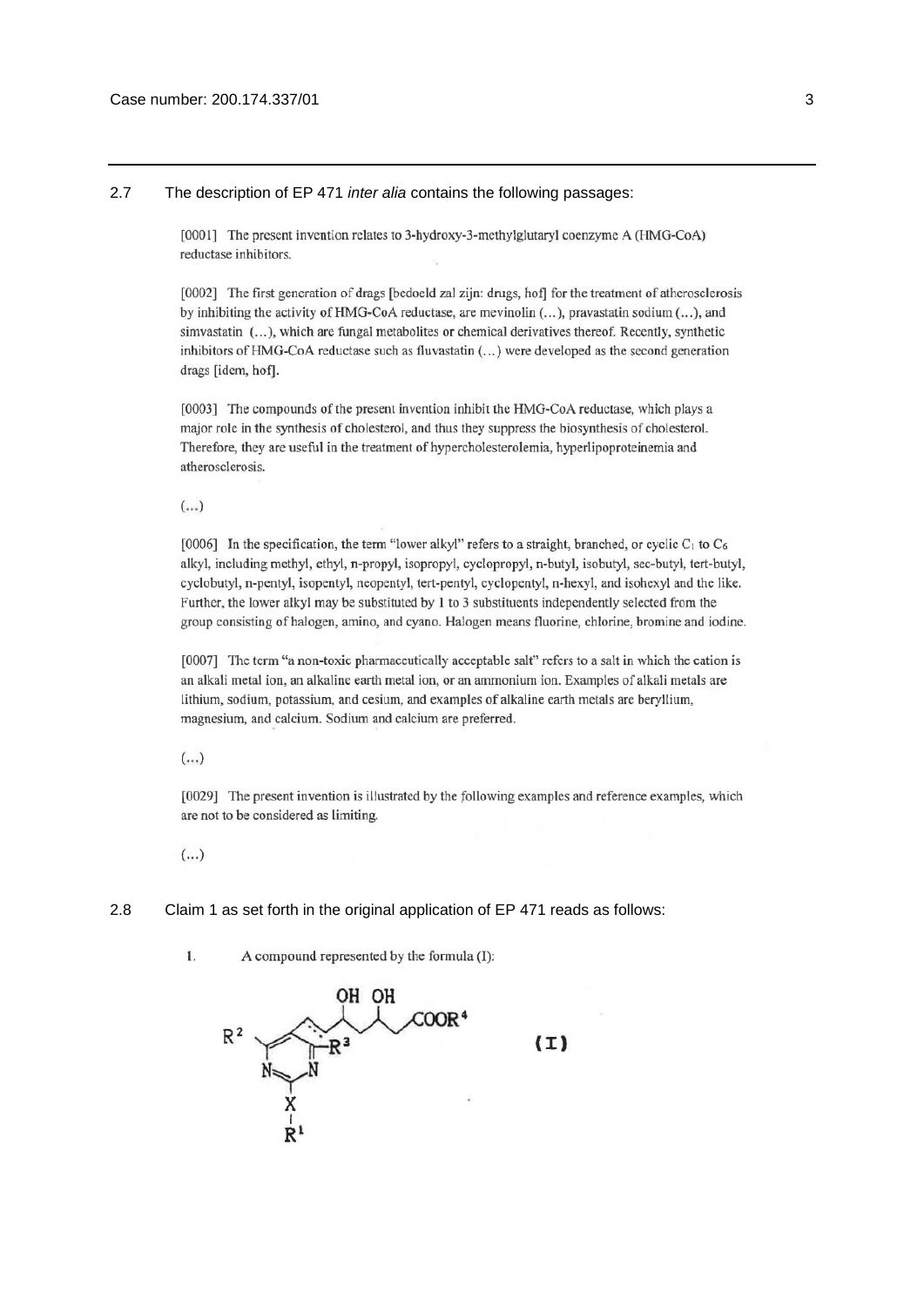2.7 The description of EP 471 *inter alia* contains the following passages:

> [0001] The present invention relates to 3-hydroxy-3-methylglutaryl coenzyme A (HMG-CoA) reductase inhibitors.
>
> [0002] The first generation of drags [bedoeld zal zijn: drugs, hof] for the treatment of atherosclerosis by inhibiting the activity of HMG-CoA reductase, are mevinolin (…), pravastatin sodium (…), and simvastatin (…), which are fungal metabolites or chemical derivatives thereof. Recently, synthetic inhibitors of HMG-CoA reductase such as fluvastatin (…) were developed as the second generation drags [idem, hof].
>
> [0003] The compounds of the present invention inhibit the HMG-CoA reductase, which plays a major role in the synthesis of cholesterol, and thus they suppress the biosynthesis of cholesterol. Therefore, they are useful in the treatment of hypercholesterolemia, hyperlipoproteinemia and atherosclerosis.
>
> (…)
>
> [0006] In the specification, the term "lower alkyl" refers to a straight, branched, or cyclic $C_1$ to $C_6$ alkyl, including methyl, ethyl, n-propyl, isopropyl, cyclopropyl, n-butyl, isobutyl, sec-butyl, tert-butyl, cyclobutyl, n-pentyl, isopentyl, neopentyl, tert-pentyl, cyclopentyl, n-hexyl, and isohexyl and the like. Further, the lower alkyl may be substituted by 1 to 3 substituents independently selected from the group consisting of halogen, amino, and cyano. Halogen means fluorine, chlorine, bromine and iodine.
>
> [0007] The term "a non-toxic pharmaceutically acceptable salt" refers to a salt in which the cation is an alkali metal ion, an alkaline earth metal ion, or an ammonium ion. Examples of alkali metals are lithium, sodium, potassium, and cesium, and examples of alkaline earth metals are beryllium, magnesium, and calcium. Sodium and calcium are preferred.
>
> (…)
>
> [0029] The present invention is illustrated by the following examples and reference examples, which are not to be considered as limiting.
>
> (…)

2.8 Claim 1 as set forth in the original application of EP 471 reads as follows:

> 1. A compound represented by the formula (I):
>
> (I)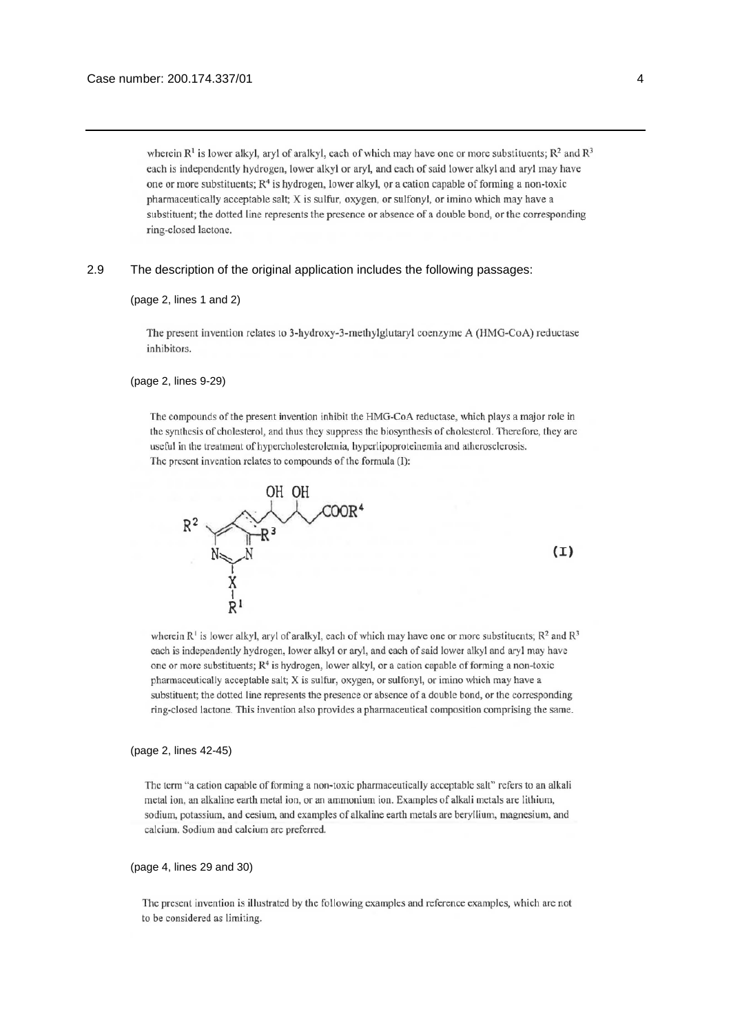wherein $R^1$ is lower alkyl, aryl of aralkyl, each of which may have one or more substituents; $R^2$ and $R^3$ each is independently hydrogen, lower alkyl or aryl, and each of said lower alkyl and aryl may have one or more substituents; $R^4$ is hydrogen, lower alkyl, or a cation capable of forming a non-toxic pharmaceutically acceptable salt; X is sulfur, oxygen, or sulfonyl, or imino which may have a substituent; the dotted line represents the presence or absence of a double bond, or the corresponding ring-closed lactone.

2.9 The description of the original application includes the following passages:

(page 2, lines 1 and 2)

The present invention relates to 3-hydroxy-3-methylglutaryl coenzyme A (HMG-CoA) reductase inhibitors.

(page 2, lines 9-29)

The compounds of the present invention inhibit the HMG-CoA reductase, which plays a major role in the synthesis of cholesterol, and thus they suppress the biosynthesis of cholesterol. Therefore, they are useful in the treatment of hypercholesterolemia, hyperlipoproteinemia and atherosclerosis.
The present invention relates to compounds of the formula (I):

(I)

wherein $R^1$ is lower alkyl, aryl of aralkyl, each of which may have one or more substituents; $R^2$ and $R^3$ each is independently hydrogen, lower alkyl or aryl, and each of said lower alkyl and aryl may have one or more substituents; $R^4$ is hydrogen, lower alkyl, or a cation capable of forming a non-toxic pharmaceutically acceptable salt; X is sulfur, oxygen, or sulfonyl, or imino which may have a substituent; the dotted line represents the presence or absence of a double bond, or the corresponding ring-closed lactone. This invention also provides a pharmaceutical composition comprising the same.

(page 2, lines 42-45)

The term "a cation capable of forming a non-toxic pharmaceutically acceptable salt" refers to an alkali metal ion, an alkaline earth metal ion, or an ammonium ion. Examples of alkali metals are lithium, sodium, potassium, and cesium, and examples of alkaline earth metals are beryllium, magnesium, and calcium. Sodium and calcium are preferred.

(page 4, lines 29 and 30)

The present invention is illustrated by the following examples and reference examples, which are not to be considered as limiting.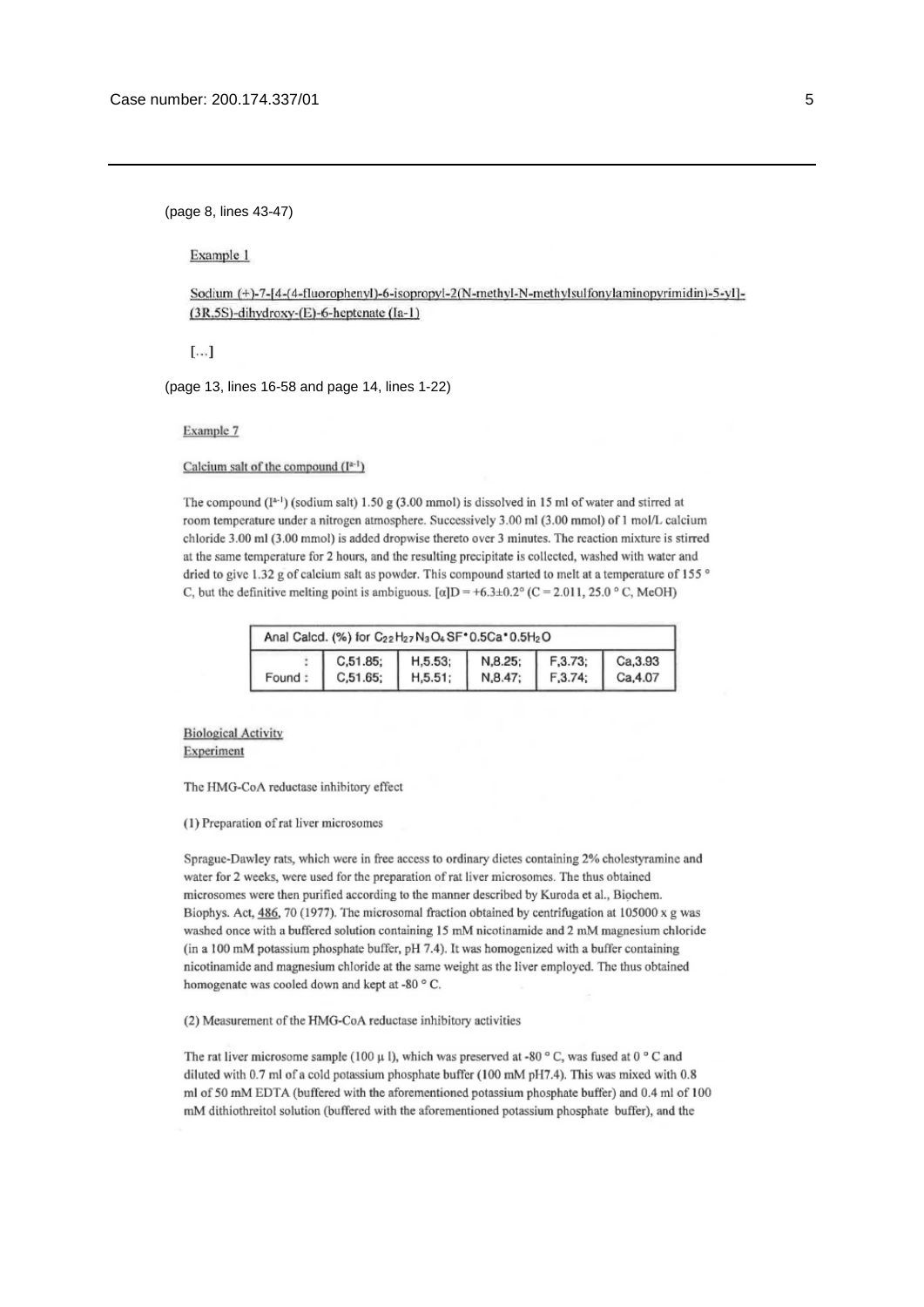(page 8, lines 43-47)

Example 1

Sodium (+)-7-[4-(4-fluorophenyl)-6-isopropyl-2(N-methyl-N-methylsulfonylaminopyrimidin)-5-yl]-(3R,5S)-dihydroxy-(E)-6-heptenate (Ia-1)

[...]

(page 13, lines 16-58 and page 14, lines 1-22)

Example 7

Calcium salt of the compound ($I^{a-1}$)

The compound ($I^{a-1}$) (sodium salt) 1.50 g (3.00 mmol) is dissolved in 15 ml of water and stirred at room temperature under a nitrogen atmosphere. Successively 3.00 ml (3.00 mmol) of 1 mol/L calcium chloride 3.00 ml (3.00 mmol) is added dropwise thereto over 3 minutes. The reaction mixture is stirred at the same temperature for 2 hours, and the resulting precipitate is collected, washed with water and dried to give 1.32 g of calcium salt as powder. This compound started to melt at a temperature of 155 ° C, but the definitive melting point is ambiguous. $[\alpha]D = +6.3\pm0.2°$ (C = 2.011, 25.0 ° C, MeOH)

| Anal Calcd. (%) for $C_{22}H_{27}N_3O_6SF \cdot 0.5Ca \cdot 0.5H_2O$ | | | | | |
|---|---|---|---|---|---|
| : | C,51.85; | H,5.53; | N,8.25; | F,3.73; | Ca,3.93 |
| Found : | C,51.65; | H,5.51; | N,8.47; | F,3.74; | Ca,4.07 |

Biological Activity
Experiment

The HMG-CoA reductase inhibitory effect

(1) Preparation of rat liver microsomes

Sprague-Dawley rats, which were in free access to ordinary dietes containing 2% cholestyramine and water for 2 weeks, were used for the preparation of rat liver microsomes. The thus obtained microsomes were then purified according to the manner described by Kuroda et al., Biochem. Biophys. Act, 486, 70 (1977). The microsomal fraction obtained by centrifugation at 105000 x g was washed once with a buffered solution containing 15 mM nicotinamide and 2 mM magnesium chloride (in a 100 mM potassium phosphate buffer, pH 7.4). It was homogenized with a buffer containing nicotinamide and magnesium chloride at the same weight as the liver employed. The thus obtained homogenate was cooled down and kept at -80 ° C.

(2) Measurement of the HMG-CoA reductase inhibitory activities

The rat liver microsome sample (100 μ l), which was preserved at -80 ° C, was fused at 0 ° C and diluted with 0.7 ml of a cold potassium phosphate buffer (100 mM pH7.4). This was mixed with 0.8 ml of 50 mM EDTA (buffered with the aforementioned potassium phosphate buffer) and 0.4 ml of 100 mM dithiothreitol solution (buffered with the aforementioned potassium phosphate buffer), and the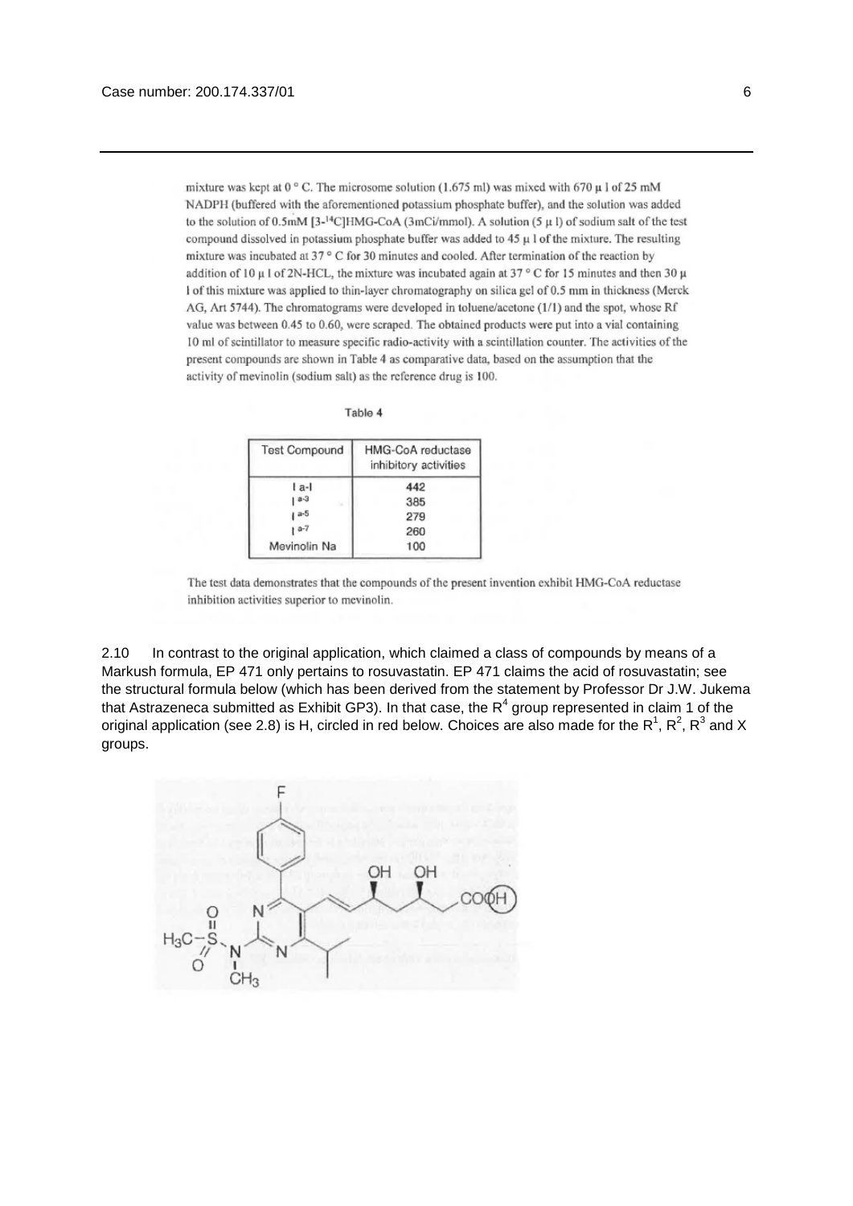mixture was kept at 0 ° C. The microsome solution (1.675 ml) was mixed with 670 μ l of 25 mM NADPH (buffered with the aforementioned potassium phosphate buffer), and the solution was added to the solution of 0.5mM [3-$^{14}$C]HMG-CoA (3mCi/mmol). A solution (5 μ l) of sodium salt of the test compound dissolved in potassium phosphate buffer was added to 45 μ l of the mixture. The resulting mixture was incubated at 37 ° C for 30 minutes and cooled. After termination of the reaction by addition of 10 μ l of 2N-HCL, the mixture was incubated again at 37 ° C for 15 minutes and then 30 μ l of this mixture was applied to thin-layer chromatography on silica gel of 0.5 mm in thickness (Merck AG, Art 5744). The chromatograms were developed in toluene/acetone (1/1) and the spot, whose Rf value was between 0.45 to 0.60, were scraped. The obtained products were put into a vial containing 10 ml of scintillator to measure specific radio-activity with a scintillation counter. The activities of the present compounds are shown in Table 4 as comparative data, based on the assumption that the activity of mevinolin (sodium salt) as the reference drug is 100.

Table 4

| Test Compound | HMG-CoA reductase inhibitory activities |
|---|---|
| I a-1 | 442 |
| I a-3 | 385 |
| I a-5 | 279 |
| I a-7 | 260 |
| Mevinolin Na | 100 |

The test data demonstrates that the compounds of the present invention exhibit HMG-CoA reductase inhibition activities superior to mevinolin.

2.10 In contrast to the original application, which claimed a class of compounds by means of a Markush formula, EP 471 only pertains to rosuvastatin. EP 471 claims the acid of rosuvastatin; see the structural formula below (which has been derived from the statement by Professor Dr J.W. Jukema that Astrazeneca submitted as Exhibit GP3). In that case, the $R^4$ group represented in claim 1 of the original application (see 2.8) is H, circled in red below. Choices are also made for the $R^1$, $R^2$, $R^3$ and X groups.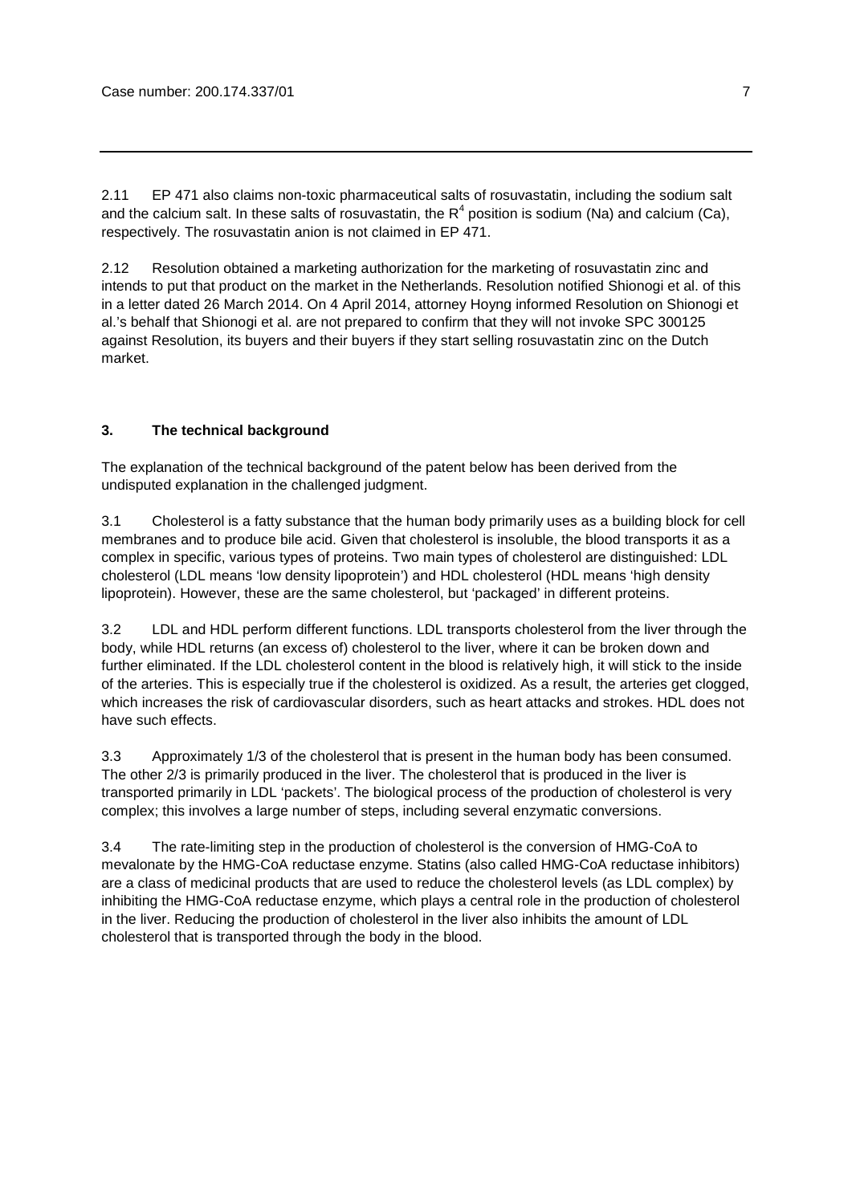2.11 EP 471 also claims non-toxic pharmaceutical salts of rosuvastatin, including the sodium salt and the calcium salt. In these salts of rosuvastatin, the $R^4$ position is sodium (Na) and calcium (Ca), respectively. The rosuvastatin anion is not claimed in EP 471.

2.12 Resolution obtained a marketing authorization for the marketing of rosuvastatin zinc and intends to put that product on the market in the Netherlands. Resolution notified Shionogi et al. of this in a letter dated 26 March 2014. On 4 April 2014, attorney Hoyng informed Resolution on Shionogi et al.'s behalf that Shionogi et al. are not prepared to confirm that they will not invoke SPC 300125 against Resolution, its buyers and their buyers if they start selling rosuvastatin zinc on the Dutch market.

### 3. The technical background

The explanation of the technical background of the patent below has been derived from the undisputed explanation in the challenged judgment.

3.1 Cholesterol is a fatty substance that the human body primarily uses as a building block for cell membranes and to produce bile acid. Given that cholesterol is insoluble, the blood transports it as a complex in specific, various types of proteins. Two main types of cholesterol are distinguished: LDL cholesterol (LDL means 'low density lipoprotein') and HDL cholesterol (HDL means 'high density lipoprotein). However, these are the same cholesterol, but 'packaged' in different proteins.

3.2 LDL and HDL perform different functions. LDL transports cholesterol from the liver through the body, while HDL returns (an excess of) cholesterol to the liver, where it can be broken down and further eliminated. If the LDL cholesterol content in the blood is relatively high, it will stick to the inside of the arteries. This is especially true if the cholesterol is oxidized. As a result, the arteries get clogged, which increases the risk of cardiovascular disorders, such as heart attacks and strokes. HDL does not have such effects.

3.3 Approximately 1/3 of the cholesterol that is present in the human body has been consumed. The other 2/3 is primarily produced in the liver. The cholesterol that is produced in the liver is transported primarily in LDL 'packets'. The biological process of the production of cholesterol is very complex; this involves a large number of steps, including several enzymatic conversions.

3.4 The rate-limiting step in the production of cholesterol is the conversion of HMG-CoA to mevalonate by the HMG-CoA reductase enzyme. Statins (also called HMG-CoA reductase inhibitors) are a class of medicinal products that are used to reduce the cholesterol levels (as LDL complex) by inhibiting the HMG-CoA reductase enzyme, which plays a central role in the production of cholesterol in the liver. Reducing the production of cholesterol in the liver also inhibits the amount of LDL cholesterol that is transported through the body in the blood.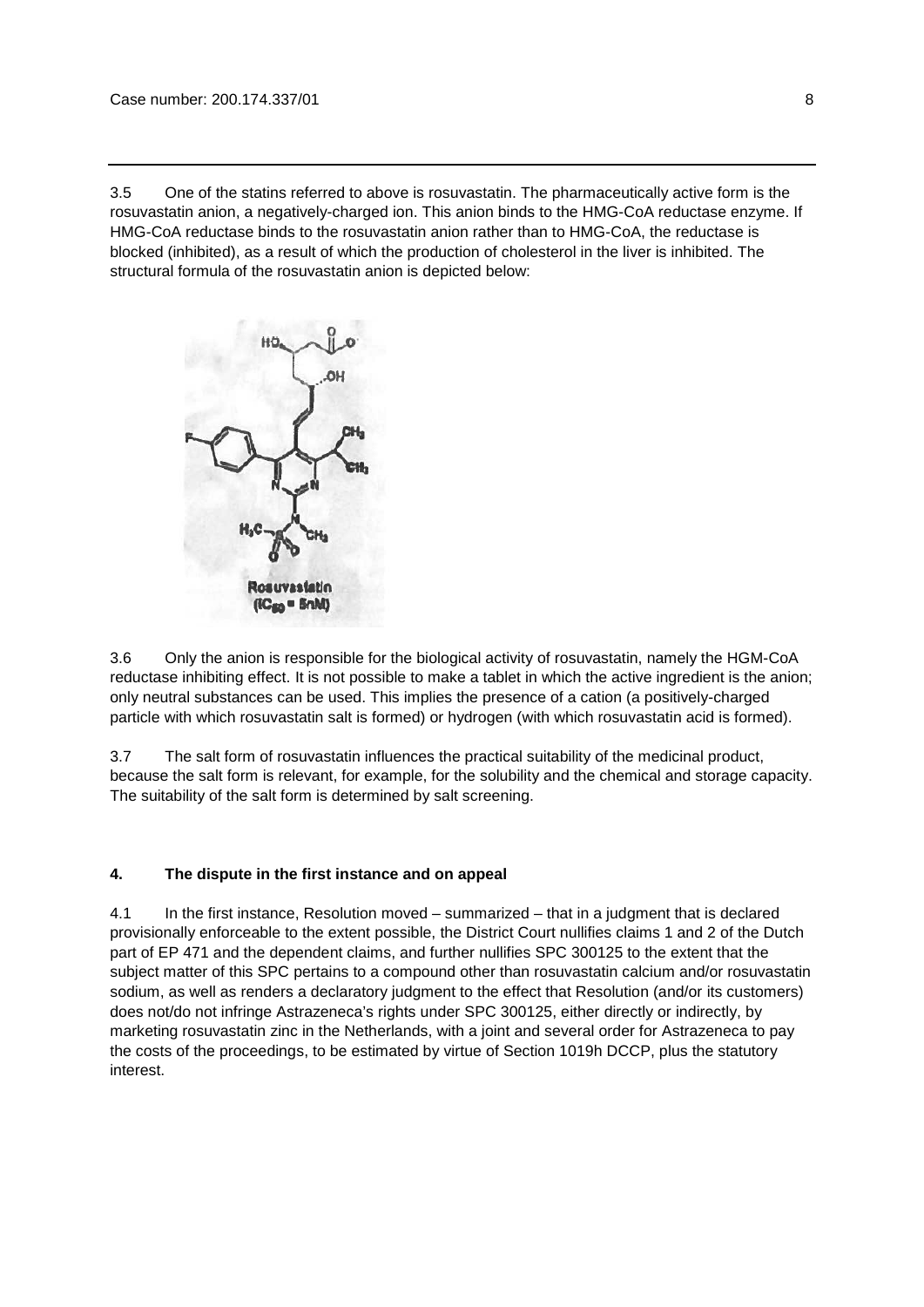3.5 One of the statins referred to above is rosuvastatin. The pharmaceutically active form is the rosuvastatin anion, a negatively-charged ion. This anion binds to the HMG-CoA reductase enzyme. If HMG-CoA reductase binds to the rosuvastatin anion rather than to HMG-CoA, the reductase is blocked (inhibited), as a result of which the production of cholesterol in the liver is inhibited. The structural formula of the rosuvastatin anion is depicted below:

Rosuvastatin ($IC_{50}$ = 5nM)

3.6 Only the anion is responsible for the biological activity of rosuvastatin, namely the HGM-CoA reductase inhibiting effect. It is not possible to make a tablet in which the active ingredient is the anion; only neutral substances can be used. This implies the presence of a cation (a positively-charged particle with which rosuvastatin salt is formed) or hydrogen (with which rosuvastatin acid is formed).

3.7 The salt form of rosuvastatin influences the practical suitability of the medicinal product, because the salt form is relevant, for example, for the solubility and the chemical and storage capacity. The suitability of the salt form is determined by salt screening.

## 4. The dispute in the first instance and on appeal

4.1 In the first instance, Resolution moved – summarized – that in a judgment that is declared provisionally enforceable to the extent possible, the District Court nullifies claims 1 and 2 of the Dutch part of EP 471 and the dependent claims, and further nullifies SPC 300125 to the extent that the subject matter of this SPC pertains to a compound other than rosuvastatin calcium and/or rosuvastatin sodium, as well as renders a declaratory judgment to the effect that Resolution (and/or its customers) does not/do not infringe Astrazeneca's rights under SPC 300125, either directly or indirectly, by marketing rosuvastatin zinc in the Netherlands, with a joint and several order for Astrazeneca to pay the costs of the proceedings, to be estimated by virtue of Section 1019h DCCP, plus the statutory interest.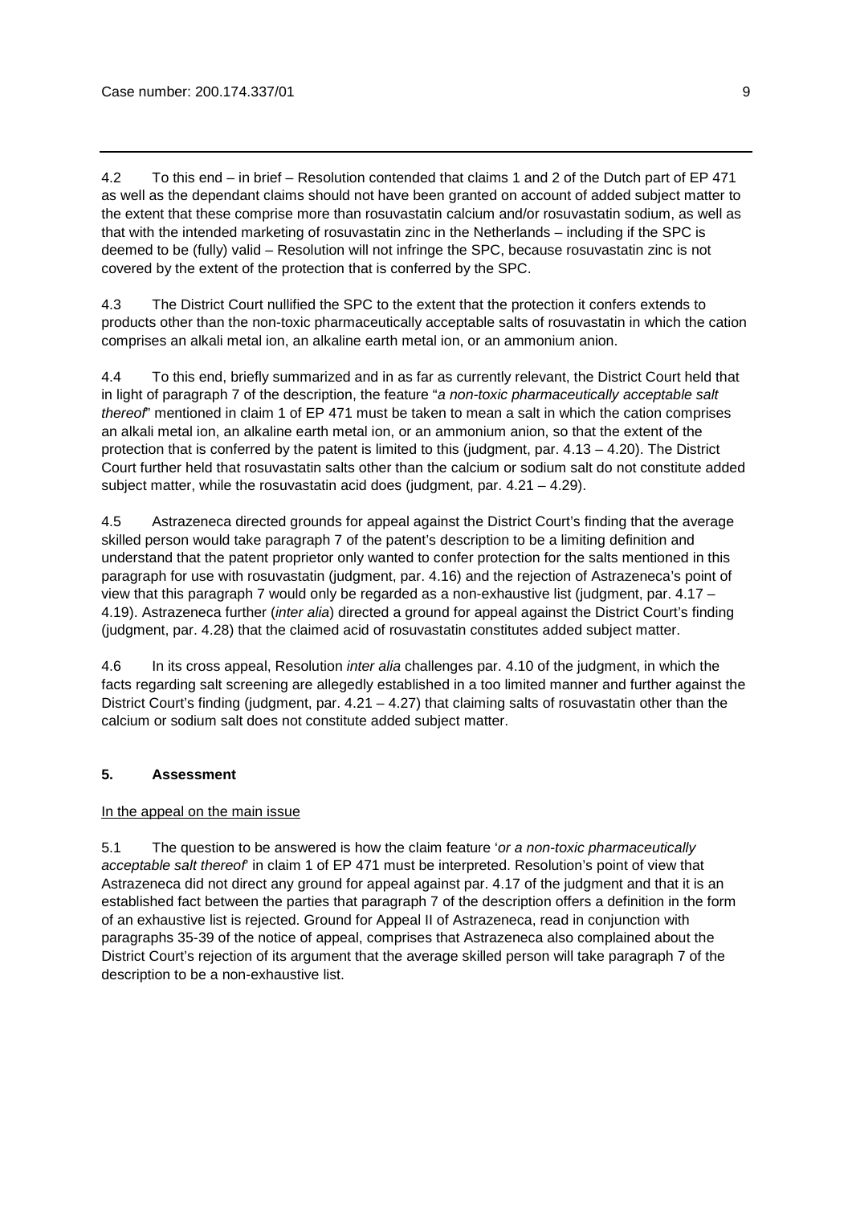4.2 To this end – in brief – Resolution contended that claims 1 and 2 of the Dutch part of EP 471 as well as the dependant claims should not have been granted on account of added subject matter to the extent that these comprise more than rosuvastatin calcium and/or rosuvastatin sodium, as well as that with the intended marketing of rosuvastatin zinc in the Netherlands – including if the SPC is deemed to be (fully) valid – Resolution will not infringe the SPC, because rosuvastatin zinc is not covered by the extent of the protection that is conferred by the SPC.

4.3 The District Court nullified the SPC to the extent that the protection it confers extends to products other than the non-toxic pharmaceutically acceptable salts of rosuvastatin in which the cation comprises an alkali metal ion, an alkaline earth metal ion, or an ammonium anion.

4.4 To this end, briefly summarized and in as far as currently relevant, the District Court held that in light of paragraph 7 of the description, the feature "*a non-toxic pharmaceutically acceptable salt thereof*" mentioned in claim 1 of EP 471 must be taken to mean a salt in which the cation comprises an alkali metal ion, an alkaline earth metal ion, or an ammonium anion, so that the extent of the protection that is conferred by the patent is limited to this (judgment, par. 4.13 – 4.20). The District Court further held that rosuvastatin salts other than the calcium or sodium salt do not constitute added subject matter, while the rosuvastatin acid does (judgment, par. 4.21 – 4.29).

4.5 Astrazeneca directed grounds for appeal against the District Court's finding that the average skilled person would take paragraph 7 of the patent's description to be a limiting definition and understand that the patent proprietor only wanted to confer protection for the salts mentioned in this paragraph for use with rosuvastatin (judgment, par. 4.16) and the rejection of Astrazeneca's point of view that this paragraph 7 would only be regarded as a non-exhaustive list (judgment, par. 4.17 – 4.19). Astrazeneca further (*inter alia*) directed a ground for appeal against the District Court's finding (judgment, par. 4.28) that the claimed acid of rosuvastatin constitutes added subject matter.

4.6 In its cross appeal, Resolution *inter alia* challenges par. 4.10 of the judgment, in which the facts regarding salt screening are allegedly established in a too limited manner and further against the District Court's finding (judgment, par. 4.21 – 4.27) that claiming salts of rosuvastatin other than the calcium or sodium salt does not constitute added subject matter.

## 5. Assessment

In the appeal on the main issue

5.1 The question to be answered is how the claim feature '*or a non-toxic pharmaceutically acceptable salt thereof*' in claim 1 of EP 471 must be interpreted. Resolution's point of view that Astrazeneca did not direct any ground for appeal against par. 4.17 of the judgment and that it is an established fact between the parties that paragraph 7 of the description offers a definition in the form of an exhaustive list is rejected. Ground for Appeal II of Astrazeneca, read in conjunction with paragraphs 35-39 of the notice of appeal, comprises that Astrazeneca also complained about the District Court's rejection of its argument that the average skilled person will take paragraph 7 of the description to be a non-exhaustive list.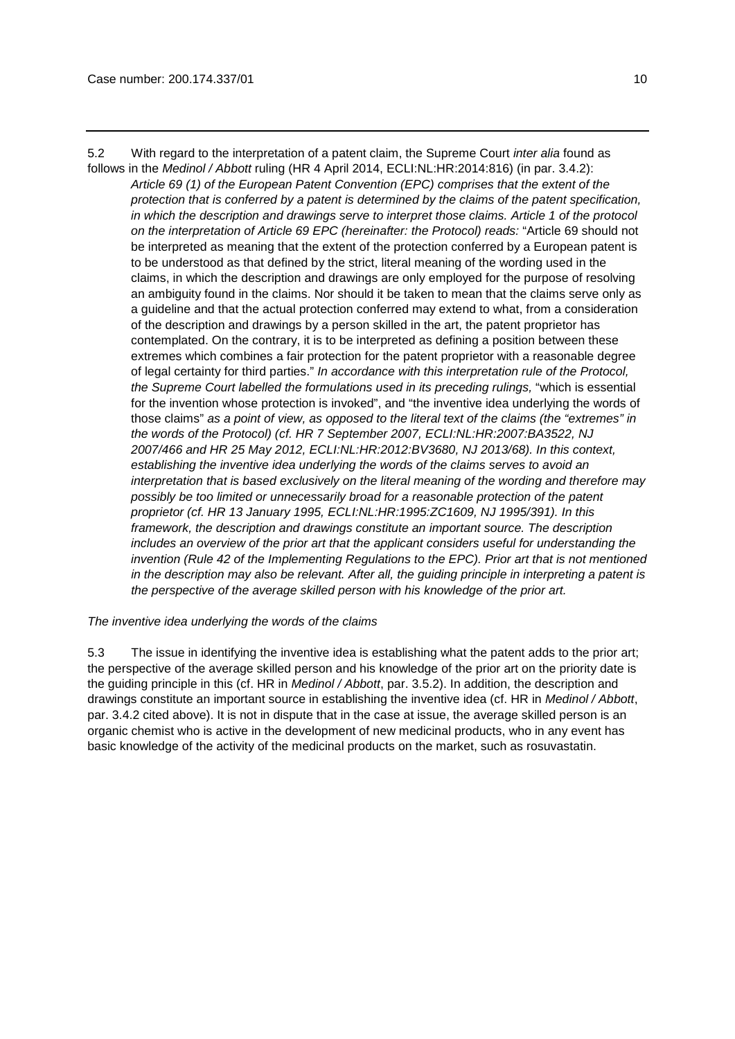5.2 With regard to the interpretation of a patent claim, the Supreme Court *inter alia* found as follows in the *Medinol / Abbott* ruling (HR 4 April 2014, ECLI:NL:HR:2014:816) (in par. 3.4.2):

> *Article 69 (1) of the European Patent Convention (EPC) comprises that the extent of the protection that is conferred by a patent is determined by the claims of the patent specification, in which the description and drawings serve to interpret those claims. Article 1 of the protocol on the interpretation of Article 69 EPC (hereinafter: the Protocol) reads:* "Article 69 should not be interpreted as meaning that the extent of the protection conferred by a European patent is to be understood as that defined by the strict, literal meaning of the wording used in the claims, in which the description and drawings are only employed for the purpose of resolving an ambiguity found in the claims. Nor should it be taken to mean that the claims serve only as a guideline and that the actual protection conferred may extend to what, from a consideration of the description and drawings by a person skilled in the art, the patent proprietor has contemplated. On the contrary, it is to be interpreted as defining a position between these extremes which combines a fair protection for the patent proprietor with a reasonable degree of legal certainty for third parties." *In accordance with this interpretation rule of the Protocol, the Supreme Court labelled the formulations used in its preceding rulings,* "which is essential for the invention whose protection is invoked", and "the inventive idea underlying the words of those claims" *as a point of view, as opposed to the literal text of the claims (the "extremes" in the words of the Protocol) (cf. HR 7 September 2007, ECLI:NL:HR:2007:BA3522, NJ 2007/466 and HR 25 May 2012, ECLI:NL:HR:2012:BV3680, NJ 2013/68). In this context, establishing the inventive idea underlying the words of the claims serves to avoid an interpretation that is based exclusively on the literal meaning of the wording and therefore may possibly be too limited or unnecessarily broad for a reasonable protection of the patent proprietor (cf. HR 13 January 1995, ECLI:NL:HR:1995:ZC1609, NJ 1995/391). In this framework, the description and drawings constitute an important source. The description includes an overview of the prior art that the applicant considers useful for understanding the invention (Rule 42 of the Implementing Regulations to the EPC). Prior art that is not mentioned in the description may also be relevant. After all, the guiding principle in interpreting a patent is the perspective of the average skilled person with his knowledge of the prior art.*

*The inventive idea underlying the words of the claims*

5.3 The issue in identifying the inventive idea is establishing what the patent adds to the prior art; the perspective of the average skilled person and his knowledge of the prior art on the priority date is the guiding principle in this (cf. HR in *Medinol / Abbott*, par. 3.5.2). In addition, the description and drawings constitute an important source in establishing the inventive idea (cf. HR in *Medinol / Abbott*, par. 3.4.2 cited above). It is not in dispute that in the case at issue, the average skilled person is an organic chemist who is active in the development of new medicinal products, who in any event has basic knowledge of the activity of the medicinal products on the market, such as rosuvastatin.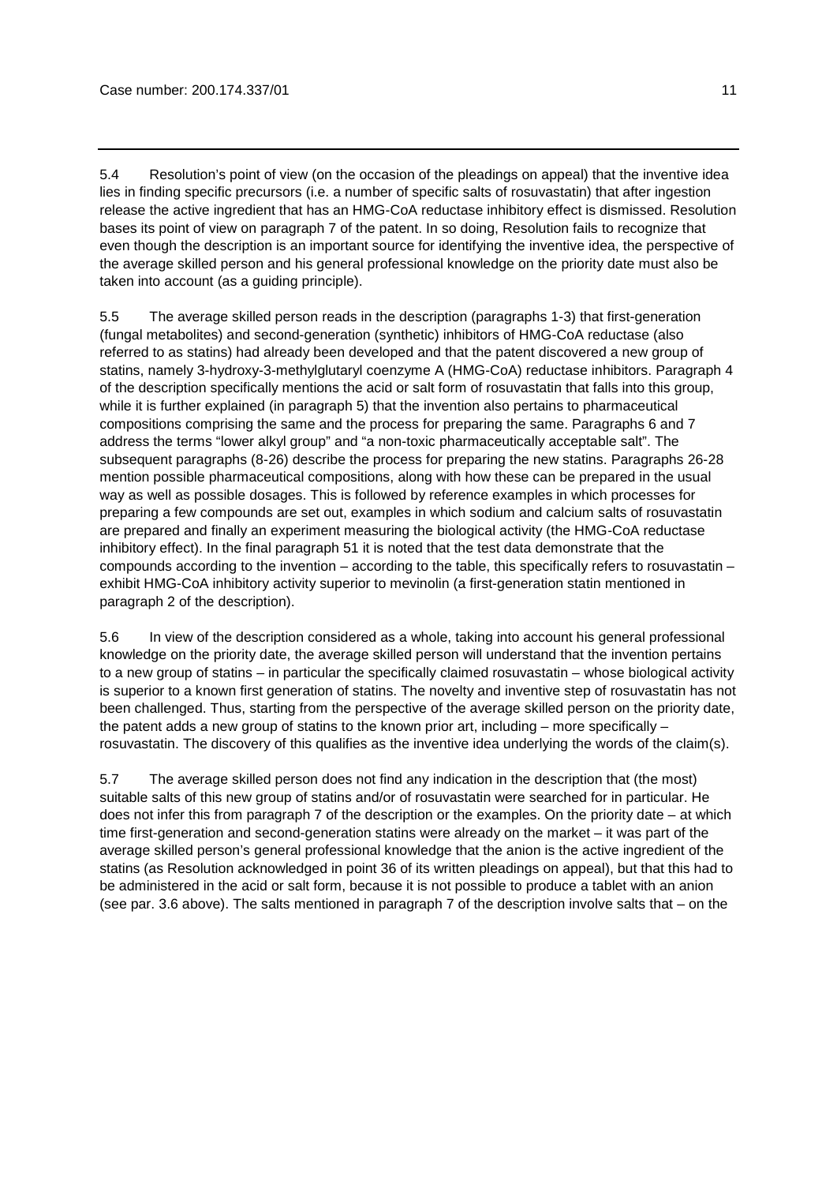5.4 Resolution's point of view (on the occasion of the pleadings on appeal) that the inventive idea lies in finding specific precursors (i.e. a number of specific salts of rosuvastatin) that after ingestion release the active ingredient that has an HMG-CoA reductase inhibitory effect is dismissed. Resolution bases its point of view on paragraph 7 of the patent. In so doing, Resolution fails to recognize that even though the description is an important source for identifying the inventive idea, the perspective of the average skilled person and his general professional knowledge on the priority date must also be taken into account (as a guiding principle).

5.5 The average skilled person reads in the description (paragraphs 1-3) that first-generation (fungal metabolites) and second-generation (synthetic) inhibitors of HMG-CoA reductase (also referred to as statins) had already been developed and that the patent discovered a new group of statins, namely 3-hydroxy-3-methylglutaryl coenzyme A (HMG-CoA) reductase inhibitors. Paragraph 4 of the description specifically mentions the acid or salt form of rosuvastatin that falls into this group, while it is further explained (in paragraph 5) that the invention also pertains to pharmaceutical compositions comprising the same and the process for preparing the same. Paragraphs 6 and 7 address the terms "lower alkyl group" and "a non-toxic pharmaceutically acceptable salt". The subsequent paragraphs (8-26) describe the process for preparing the new statins. Paragraphs 26-28 mention possible pharmaceutical compositions, along with how these can be prepared in the usual way as well as possible dosages. This is followed by reference examples in which processes for preparing a few compounds are set out, examples in which sodium and calcium salts of rosuvastatin are prepared and finally an experiment measuring the biological activity (the HMG-CoA reductase inhibitory effect). In the final paragraph 51 it is noted that the test data demonstrate that the compounds according to the invention – according to the table, this specifically refers to rosuvastatin – exhibit HMG-CoA inhibitory activity superior to mevinolin (a first-generation statin mentioned in paragraph 2 of the description).

5.6 In view of the description considered as a whole, taking into account his general professional knowledge on the priority date, the average skilled person will understand that the invention pertains to a new group of statins – in particular the specifically claimed rosuvastatin – whose biological activity is superior to a known first generation of statins. The novelty and inventive step of rosuvastatin has not been challenged. Thus, starting from the perspective of the average skilled person on the priority date, the patent adds a new group of statins to the known prior art, including – more specifically – rosuvastatin. The discovery of this qualifies as the inventive idea underlying the words of the claim(s).

5.7 The average skilled person does not find any indication in the description that (the most) suitable salts of this new group of statins and/or of rosuvastatin were searched for in particular. He does not infer this from paragraph 7 of the description or the examples. On the priority date – at which time first-generation and second-generation statins were already on the market – it was part of the average skilled person's general professional knowledge that the anion is the active ingredient of the statins (as Resolution acknowledged in point 36 of its written pleadings on appeal), but that this had to be administered in the acid or salt form, because it is not possible to produce a tablet with an anion (see par. 3.6 above). The salts mentioned in paragraph 7 of the description involve salts that – on the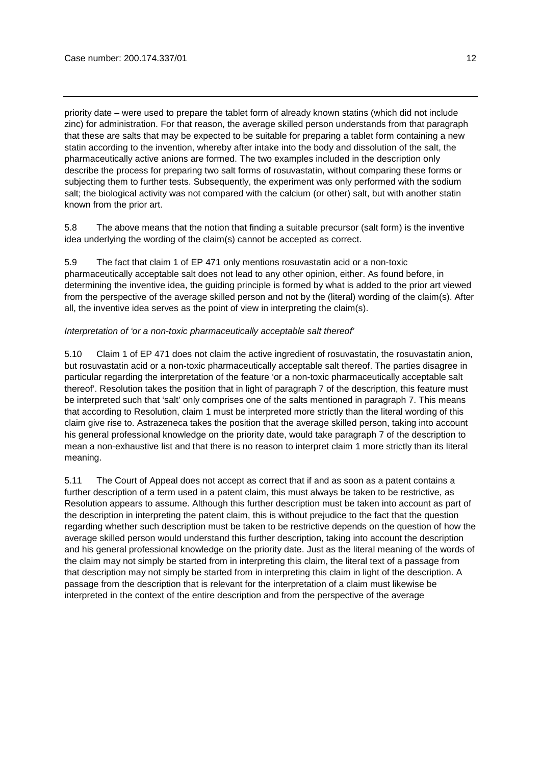priority date – were used to prepare the tablet form of already known statins (which did not include zinc) for administration. For that reason, the average skilled person understands from that paragraph that these are salts that may be expected to be suitable for preparing a tablet form containing a new statin according to the invention, whereby after intake into the body and dissolution of the salt, the pharmaceutically active anions are formed. The two examples included in the description only describe the process for preparing two salt forms of rosuvastatin, without comparing these forms or subjecting them to further tests. Subsequently, the experiment was only performed with the sodium salt; the biological activity was not compared with the calcium (or other) salt, but with another statin known from the prior art.

5.8 The above means that the notion that finding a suitable precursor (salt form) is the inventive idea underlying the wording of the claim(s) cannot be accepted as correct.

5.9 The fact that claim 1 of EP 471 only mentions rosuvastatin acid or a non-toxic pharmaceutically acceptable salt does not lead to any other opinion, either. As found before, in determining the inventive idea, the guiding principle is formed by what is added to the prior art viewed from the perspective of the average skilled person and not by the (literal) wording of the claim(s). After all, the inventive idea serves as the point of view in interpreting the claim(s).

*Interpretation of 'or a non-toxic pharmaceutically acceptable salt thereof'*

5.10 Claim 1 of EP 471 does not claim the active ingredient of rosuvastatin, the rosuvastatin anion, but rosuvastatin acid or a non-toxic pharmaceutically acceptable salt thereof. The parties disagree in particular regarding the interpretation of the feature 'or a non-toxic pharmaceutically acceptable salt thereof'. Resolution takes the position that in light of paragraph 7 of the description, this feature must be interpreted such that 'salt' only comprises one of the salts mentioned in paragraph 7. This means that according to Resolution, claim 1 must be interpreted more strictly than the literal wording of this claim give rise to. Astrazeneca takes the position that the average skilled person, taking into account his general professional knowledge on the priority date, would take paragraph 7 of the description to mean a non-exhaustive list and that there is no reason to interpret claim 1 more strictly than its literal meaning.

5.11 The Court of Appeal does not accept as correct that if and as soon as a patent contains a further description of a term used in a patent claim, this must always be taken to be restrictive, as Resolution appears to assume. Although this further description must be taken into account as part of the description in interpreting the patent claim, this is without prejudice to the fact that the question regarding whether such description must be taken to be restrictive depends on the question of how the average skilled person would understand this further description, taking into account the description and his general professional knowledge on the priority date. Just as the literal meaning of the words of the claim may not simply be started from in interpreting this claim, the literal text of a passage from that description may not simply be started from in interpreting this claim in light of the description. A passage from the description that is relevant for the interpretation of a claim must likewise be interpreted in the context of the entire description and from the perspective of the average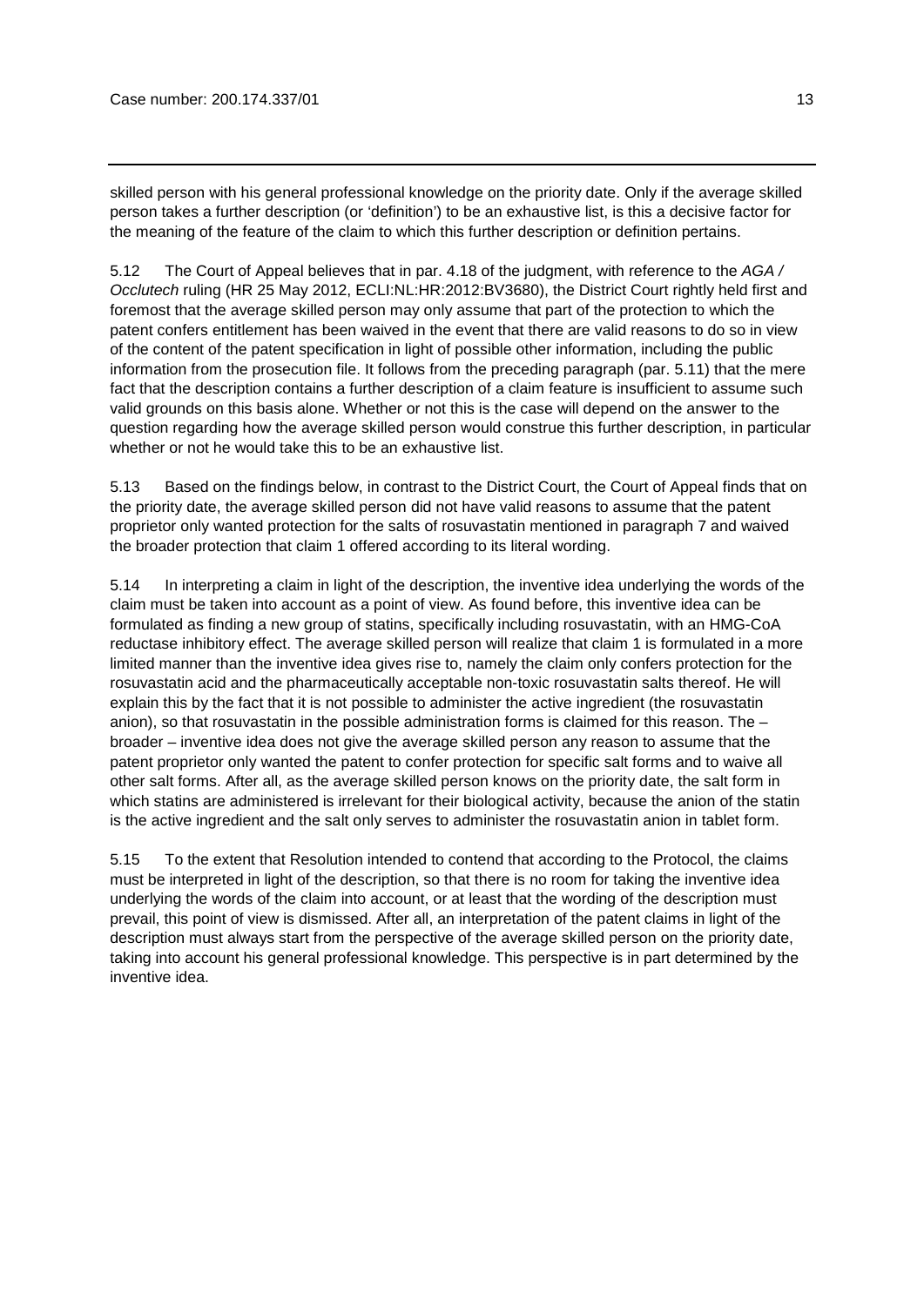skilled person with his general professional knowledge on the priority date. Only if the average skilled person takes a further description (or 'definition') to be an exhaustive list, is this a decisive factor for the meaning of the feature of the claim to which this further description or definition pertains.

5.12 The Court of Appeal believes that in par. 4.18 of the judgment, with reference to the *AGA / Occlutech* ruling (HR 25 May 2012, ECLI:NL:HR:2012:BV3680), the District Court rightly held first and foremost that the average skilled person may only assume that part of the protection to which the patent confers entitlement has been waived in the event that there are valid reasons to do so in view of the content of the patent specification in light of possible other information, including the public information from the prosecution file. It follows from the preceding paragraph (par. 5.11) that the mere fact that the description contains a further description of a claim feature is insufficient to assume such valid grounds on this basis alone. Whether or not this is the case will depend on the answer to the question regarding how the average skilled person would construe this further description, in particular whether or not he would take this to be an exhaustive list.

5.13 Based on the findings below, in contrast to the District Court, the Court of Appeal finds that on the priority date, the average skilled person did not have valid reasons to assume that the patent proprietor only wanted protection for the salts of rosuvastatin mentioned in paragraph 7 and waived the broader protection that claim 1 offered according to its literal wording.

5.14 In interpreting a claim in light of the description, the inventive idea underlying the words of the claim must be taken into account as a point of view. As found before, this inventive idea can be formulated as finding a new group of statins, specifically including rosuvastatin, with an HMG-CoA reductase inhibitory effect. The average skilled person will realize that claim 1 is formulated in a more limited manner than the inventive idea gives rise to, namely the claim only confers protection for the rosuvastatin acid and the pharmaceutically acceptable non-toxic rosuvastatin salts thereof. He will explain this by the fact that it is not possible to administer the active ingredient (the rosuvastatin anion), so that rosuvastatin in the possible administration forms is claimed for this reason. The – broader – inventive idea does not give the average skilled person any reason to assume that the patent proprietor only wanted the patent to confer protection for specific salt forms and to waive all other salt forms. After all, as the average skilled person knows on the priority date, the salt form in which statins are administered is irrelevant for their biological activity, because the anion of the statin is the active ingredient and the salt only serves to administer the rosuvastatin anion in tablet form.

5.15 To the extent that Resolution intended to contend that according to the Protocol, the claims must be interpreted in light of the description, so that there is no room for taking the inventive idea underlying the words of the claim into account, or at least that the wording of the description must prevail, this point of view is dismissed. After all, an interpretation of the patent claims in light of the description must always start from the perspective of the average skilled person on the priority date, taking into account his general professional knowledge. This perspective is in part determined by the inventive idea.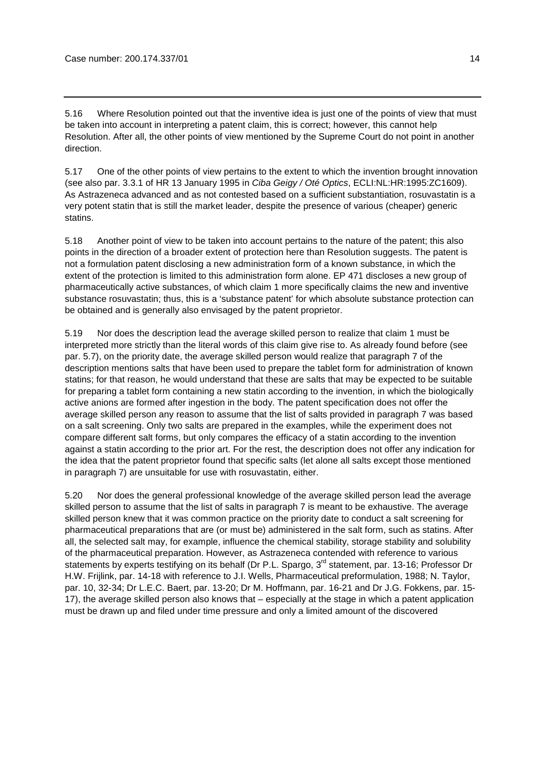5.16 Where Resolution pointed out that the inventive idea is just one of the points of view that must be taken into account in interpreting a patent claim, this is correct; however, this cannot help Resolution. After all, the other points of view mentioned by the Supreme Court do not point in another direction.

5.17 One of the other points of view pertains to the extent to which the invention brought innovation (see also par. 3.3.1 of HR 13 January 1995 in *Ciba Geigy / Oté Optics*, ECLI:NL:HR:1995:ZC1609). As Astrazeneca advanced and as not contested based on a sufficient substantiation, rosuvastatin is a very potent statin that is still the market leader, despite the presence of various (cheaper) generic statins.

5.18 Another point of view to be taken into account pertains to the nature of the patent; this also points in the direction of a broader extent of protection here than Resolution suggests. The patent is not a formulation patent disclosing a new administration form of a known substance, in which the extent of the protection is limited to this administration form alone. EP 471 discloses a new group of pharmaceutically active substances, of which claim 1 more specifically claims the new and inventive substance rosuvastatin; thus, this is a 'substance patent' for which absolute substance protection can be obtained and is generally also envisaged by the patent proprietor.

5.19 Nor does the description lead the average skilled person to realize that claim 1 must be interpreted more strictly than the literal words of this claim give rise to. As already found before (see par. 5.7), on the priority date, the average skilled person would realize that paragraph 7 of the description mentions salts that have been used to prepare the tablet form for administration of known statins; for that reason, he would understand that these are salts that may be expected to be suitable for preparing a tablet form containing a new statin according to the invention, in which the biologically active anions are formed after ingestion in the body. The patent specification does not offer the average skilled person any reason to assume that the list of salts provided in paragraph 7 was based on a salt screening. Only two salts are prepared in the examples, while the experiment does not compare different salt forms, but only compares the efficacy of a statin according to the invention against a statin according to the prior art. For the rest, the description does not offer any indication for the idea that the patent proprietor found that specific salts (let alone all salts except those mentioned in paragraph 7) are unsuitable for use with rosuvastatin, either.

5.20 Nor does the general professional knowledge of the average skilled person lead the average skilled person to assume that the list of salts in paragraph 7 is meant to be exhaustive. The average skilled person knew that it was common practice on the priority date to conduct a salt screening for pharmaceutical preparations that are (or must be) administered in the salt form, such as statins. After all, the selected salt may, for example, influence the chemical stability, storage stability and solubility of the pharmaceutical preparation. However, as Astrazeneca contended with reference to various statements by experts testifying on its behalf (Dr P.L. Spargo, 3rd statement, par. 13-16; Professor Dr H.W. Frijlink, par. 14-18 with reference to J.I. Wells, Pharmaceutical preformulation, 1988; N. Taylor, par. 10, 32-34; Dr L.E.C. Baert, par. 13-20; Dr M. Hoffmann, par. 16-21 and Dr J.G. Fokkens, par. 15-17), the average skilled person also knows that – especially at the stage in which a patent application must be drawn up and filed under time pressure and only a limited amount of the discovered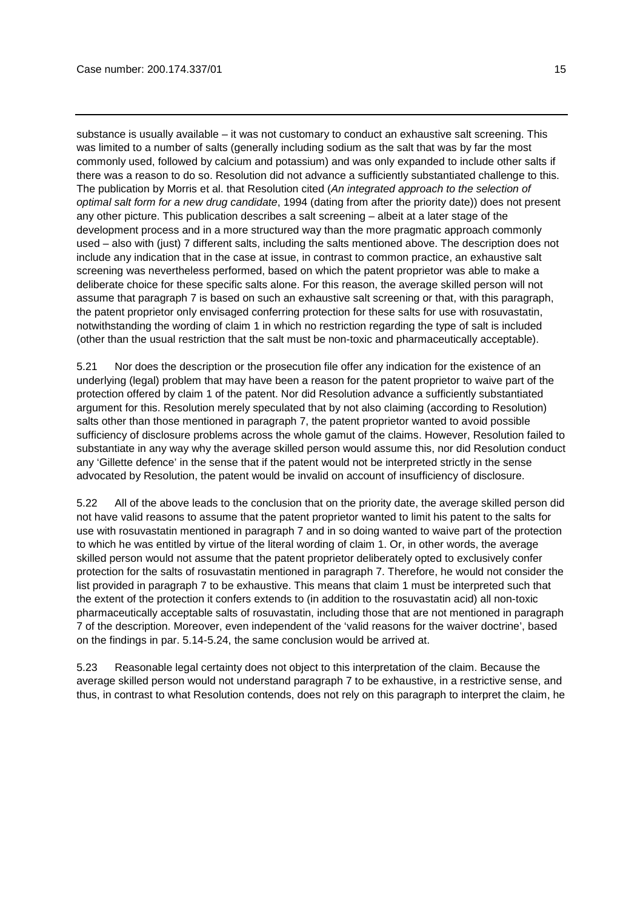substance is usually available – it was not customary to conduct an exhaustive salt screening. This was limited to a number of salts (generally including sodium as the salt that was by far the most commonly used, followed by calcium and potassium) and was only expanded to include other salts if there was a reason to do so. Resolution did not advance a sufficiently substantiated challenge to this. The publication by Morris et al. that Resolution cited (*An integrated approach to the selection of optimal salt form for a new drug candidate*, 1994 (dating from after the priority date)) does not present any other picture. This publication describes a salt screening – albeit at a later stage of the development process and in a more structured way than the more pragmatic approach commonly used – also with (just) 7 different salts, including the salts mentioned above. The description does not include any indication that in the case at issue, in contrast to common practice, an exhaustive salt screening was nevertheless performed, based on which the patent proprietor was able to make a deliberate choice for these specific salts alone. For this reason, the average skilled person will not assume that paragraph 7 is based on such an exhaustive salt screening or that, with this paragraph, the patent proprietor only envisaged conferring protection for these salts for use with rosuvastatin, notwithstanding the wording of claim 1 in which no restriction regarding the type of salt is included (other than the usual restriction that the salt must be non-toxic and pharmaceutically acceptable).

5.21 Nor does the description or the prosecution file offer any indication for the existence of an underlying (legal) problem that may have been a reason for the patent proprietor to waive part of the protection offered by claim 1 of the patent. Nor did Resolution advance a sufficiently substantiated argument for this. Resolution merely speculated that by not also claiming (according to Resolution) salts other than those mentioned in paragraph 7, the patent proprietor wanted to avoid possible sufficiency of disclosure problems across the whole gamut of the claims. However, Resolution failed to substantiate in any way why the average skilled person would assume this, nor did Resolution conduct any 'Gillette defence' in the sense that if the patent would not be interpreted strictly in the sense advocated by Resolution, the patent would be invalid on account of insufficiency of disclosure.

5.22 All of the above leads to the conclusion that on the priority date, the average skilled person did not have valid reasons to assume that the patent proprietor wanted to limit his patent to the salts for use with rosuvastatin mentioned in paragraph 7 and in so doing wanted to waive part of the protection to which he was entitled by virtue of the literal wording of claim 1. Or, in other words, the average skilled person would not assume that the patent proprietor deliberately opted to exclusively confer protection for the salts of rosuvastatin mentioned in paragraph 7. Therefore, he would not consider the list provided in paragraph 7 to be exhaustive. This means that claim 1 must be interpreted such that the extent of the protection it confers extends to (in addition to the rosuvastatin acid) all non-toxic pharmaceutically acceptable salts of rosuvastatin, including those that are not mentioned in paragraph 7 of the description. Moreover, even independent of the 'valid reasons for the waiver doctrine', based on the findings in par. 5.14-5.24, the same conclusion would be arrived at.

5.23 Reasonable legal certainty does not object to this interpretation of the claim. Because the average skilled person would not understand paragraph 7 to be exhaustive, in a restrictive sense, and thus, in contrast to what Resolution contends, does not rely on this paragraph to interpret the claim, he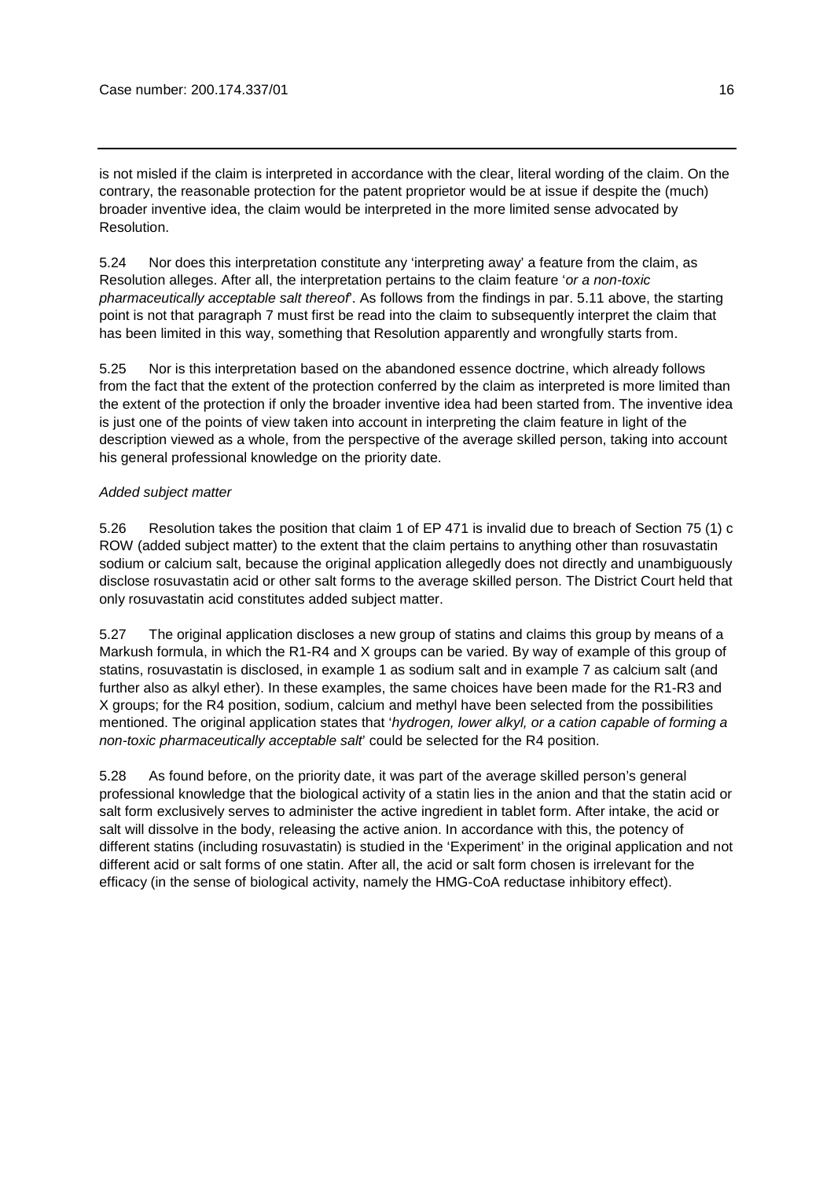is not misled if the claim is interpreted in accordance with the clear, literal wording of the claim. On the contrary, the reasonable protection for the patent proprietor would be at issue if despite the (much) broader inventive idea, the claim would be interpreted in the more limited sense advocated by Resolution.

5.24 Nor does this interpretation constitute any 'interpreting away' a feature from the claim, as Resolution alleges. After all, the interpretation pertains to the claim feature '*or a non-toxic pharmaceutically acceptable salt thereof*'. As follows from the findings in par. 5.11 above, the starting point is not that paragraph 7 must first be read into the claim to subsequently interpret the claim that has been limited in this way, something that Resolution apparently and wrongfully starts from.

5.25 Nor is this interpretation based on the abandoned essence doctrine, which already follows from the fact that the extent of the protection conferred by the claim as interpreted is more limited than the extent of the protection if only the broader inventive idea had been started from. The inventive idea is just one of the points of view taken into account in interpreting the claim feature in light of the description viewed as a whole, from the perspective of the average skilled person, taking into account his general professional knowledge on the priority date.

*Added subject matter*

5.26 Resolution takes the position that claim 1 of EP 471 is invalid due to breach of Section 75 (1) c ROW (added subject matter) to the extent that the claim pertains to anything other than rosuvastatin sodium or calcium salt, because the original application allegedly does not directly and unambiguously disclose rosuvastatin acid or other salt forms to the average skilled person. The District Court held that only rosuvastatin acid constitutes added subject matter.

5.27 The original application discloses a new group of statins and claims this group by means of a Markush formula, in which the R1-R4 and X groups can be varied. By way of example of this group of statins, rosuvastatin is disclosed, in example 1 as sodium salt and in example 7 as calcium salt (and further also as alkyl ether). In these examples, the same choices have been made for the R1-R3 and X groups; for the R4 position, sodium, calcium and methyl have been selected from the possibilities mentioned. The original application states that '*hydrogen, lower alkyl, or a cation capable of forming a non-toxic pharmaceutically acceptable salt*' could be selected for the R4 position.

5.28 As found before, on the priority date, it was part of the average skilled person's general professional knowledge that the biological activity of a statin lies in the anion and that the statin acid or salt form exclusively serves to administer the active ingredient in tablet form. After intake, the acid or salt will dissolve in the body, releasing the active anion. In accordance with this, the potency of different statins (including rosuvastatin) is studied in the 'Experiment' in the original application and not different acid or salt forms of one statin. After all, the acid or salt form chosen is irrelevant for the efficacy (in the sense of biological activity, namely the HMG-CoA reductase inhibitory effect).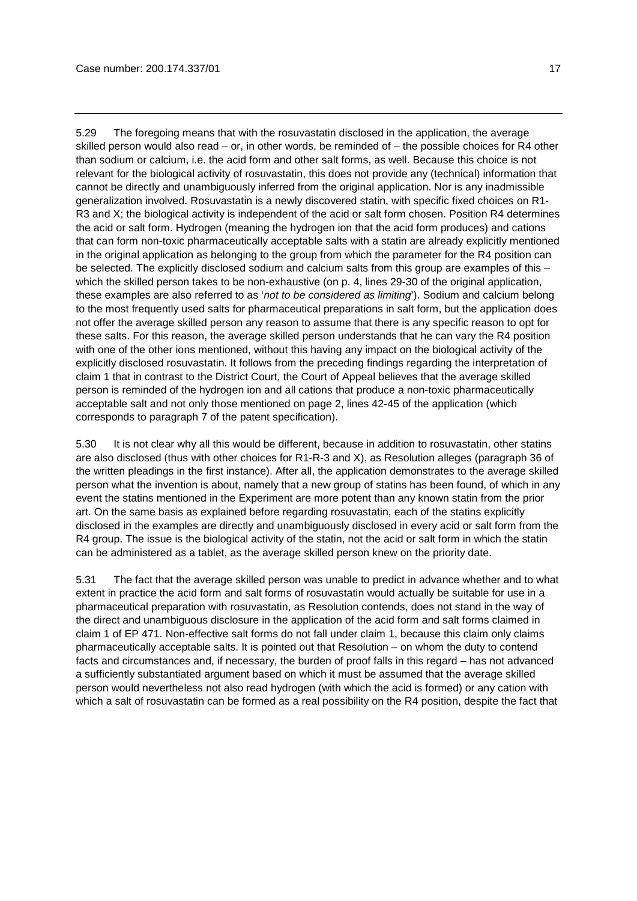5.29 The foregoing means that with the rosuvastatin disclosed in the application, the average skilled person would also read – or, in other words, be reminded of – the possible choices for R4 other than sodium or calcium, i.e. the acid form and other salt forms, as well. Because this choice is not relevant for the biological activity of rosuvastatin, this does not provide any (technical) information that cannot be directly and unambiguously inferred from the original application. Nor is any inadmissible generalization involved. Rosuvastatin is a newly discovered statin, with specific fixed choices on R1-R3 and X; the biological activity is independent of the acid or salt form chosen. Position R4 determines the acid or salt form. Hydrogen (meaning the hydrogen ion that the acid form produces) and cations that can form non-toxic pharmaceutically acceptable salts with a statin are already explicitly mentioned in the original application as belonging to the group from which the parameter for the R4 position can be selected. The explicitly disclosed sodium and calcium salts from this group are examples of this – which the skilled person takes to be non-exhaustive (on p. 4, lines 29-30 of the original application, these examples are also referred to as '*not to be considered as limiting*'). Sodium and calcium belong to the most frequently used salts for pharmaceutical preparations in salt form, but the application does not offer the average skilled person any reason to assume that there is any specific reason to opt for these salts. For this reason, the average skilled person understands that he can vary the R4 position with one of the other ions mentioned, without this having any impact on the biological activity of the explicitly disclosed rosuvastatin. It follows from the preceding findings regarding the interpretation of claim 1 that in contrast to the District Court, the Court of Appeal believes that the average skilled person is reminded of the hydrogen ion and all cations that produce a non-toxic pharmaceutically acceptable salt and not only those mentioned on page 2, lines 42-45 of the application (which corresponds to paragraph 7 of the patent specification).

5.30 It is not clear why all this would be different, because in addition to rosuvastatin, other statins are also disclosed (thus with other choices for R1-R-3 and X), as Resolution alleges (paragraph 36 of the written pleadings in the first instance). After all, the application demonstrates to the average skilled person what the invention is about, namely that a new group of statins has been found, of which in any event the statins mentioned in the Experiment are more potent than any known statin from the prior art. On the same basis as explained before regarding rosuvastatin, each of the statins explicitly disclosed in the examples are directly and unambiguously disclosed in every acid or salt form from the R4 group. The issue is the biological activity of the statin, not the acid or salt form in which the statin can be administered as a tablet, as the average skilled person knew on the priority date.

5.31 The fact that the average skilled person was unable to predict in advance whether and to what extent in practice the acid form and salt forms of rosuvastatin would actually be suitable for use in a pharmaceutical preparation with rosuvastatin, as Resolution contends, does not stand in the way of the direct and unambiguous disclosure in the application of the acid form and salt forms claimed in claim 1 of EP 471. Non-effective salt forms do not fall under claim 1, because this claim only claims pharmaceutically acceptable salts. It is pointed out that Resolution – on whom the duty to contend facts and circumstances and, if necessary, the burden of proof falls in this regard – has not advanced a sufficiently substantiated argument based on which it must be assumed that the average skilled person would nevertheless not also read hydrogen (with which the acid is formed) or any cation with which a salt of rosuvastatin can be formed as a real possibility on the R4 position, despite the fact that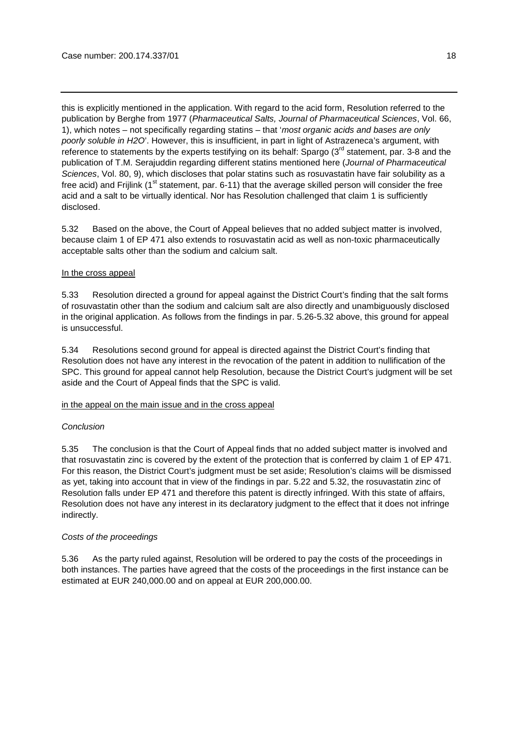this is explicitly mentioned in the application. With regard to the acid form, Resolution referred to the publication by Berghe from 1977 (*Pharmaceutical Salts, Journal of Pharmaceutical Sciences*, Vol. 66, 1), which notes – not specifically regarding statins – that '*most organic acids and bases are only poorly soluble in H2O*'. However, this is insufficient, in part in light of Astrazeneca's argument, with reference to statements by the experts testifying on its behalf: Spargo (3rd statement, par. 3-8 and the publication of T.M. Serajuddin regarding different statins mentioned here (*Journal of Pharmaceutical Sciences*, Vol. 80, 9), which discloses that polar statins such as rosuvastatin have fair solubility as a free acid) and Frijlink (1st statement, par. 6-11) that the average skilled person will consider the free acid and a salt to be virtually identical. Nor has Resolution challenged that claim 1 is sufficiently disclosed.

5.32 Based on the above, the Court of Appeal believes that no added subject matter is involved, because claim 1 of EP 471 also extends to rosuvastatin acid as well as non-toxic pharmaceutically acceptable salts other than the sodium and calcium salt.

In the cross appeal

5.33 Resolution directed a ground for appeal against the District Court's finding that the salt forms of rosuvastatin other than the sodium and calcium salt are also directly and unambiguously disclosed in the original application. As follows from the findings in par. 5.26-5.32 above, this ground for appeal is unsuccessful.

5.34 Resolutions second ground for appeal is directed against the District Court's finding that Resolution does not have any interest in the revocation of the patent in addition to nullification of the SPC. This ground for appeal cannot help Resolution, because the District Court's judgment will be set aside and the Court of Appeal finds that the SPC is valid.

in the appeal on the main issue and in the cross appeal

*Conclusion*

5.35 The conclusion is that the Court of Appeal finds that no added subject matter is involved and that rosuvastatin zinc is covered by the extent of the protection that is conferred by claim 1 of EP 471. For this reason, the District Court's judgment must be set aside; Resolution's claims will be dismissed as yet, taking into account that in view of the findings in par. 5.22 and 5.32, the rosuvastatin zinc of Resolution falls under EP 471 and therefore this patent is directly infringed. With this state of affairs, Resolution does not have any interest in its declaratory judgment to the effect that it does not infringe indirectly.

*Costs of the proceedings*

5.36 As the party ruled against, Resolution will be ordered to pay the costs of the proceedings in both instances. The parties have agreed that the costs of the proceedings in the first instance can be estimated at EUR 240,000.00 and on appeal at EUR 200,000.00.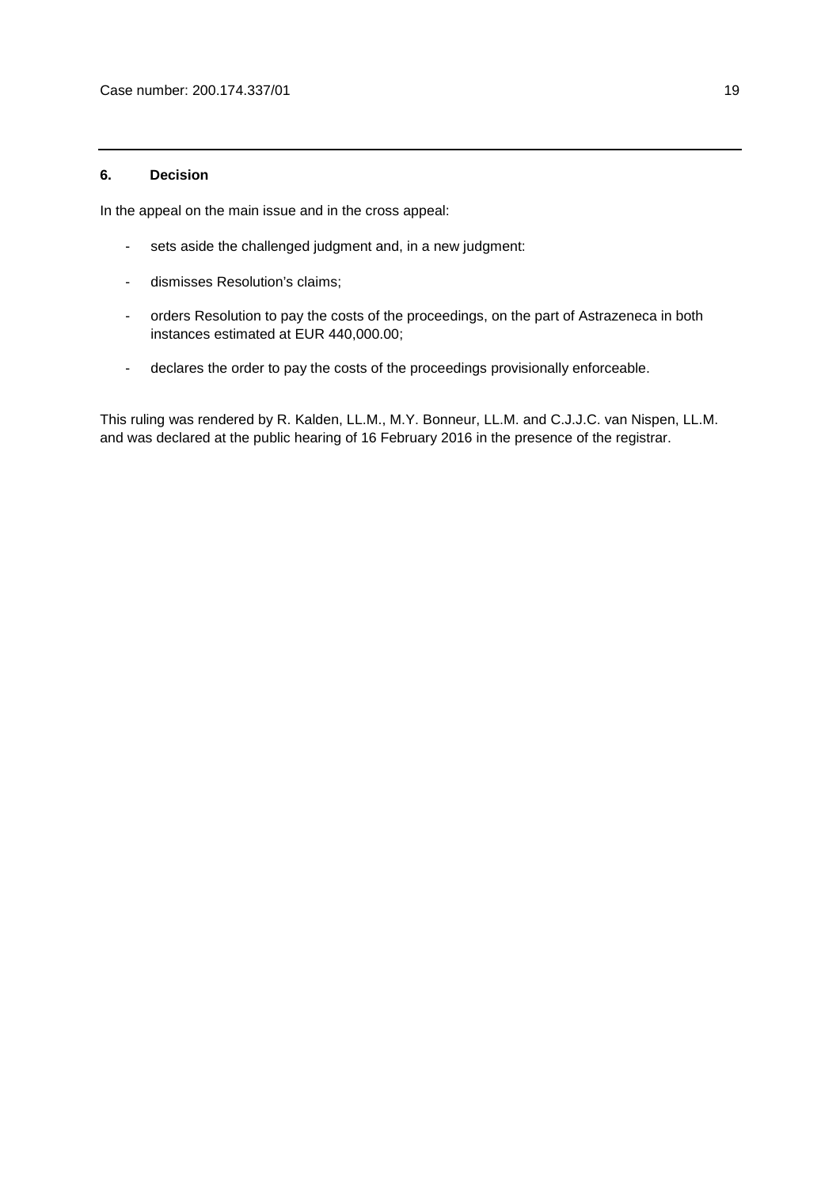## 6. Decision

In the appeal on the main issue and in the cross appeal:

- sets aside the challenged judgment and, in a new judgment:
- dismisses Resolution's claims;
- orders Resolution to pay the costs of the proceedings, on the part of Astrazeneca in both instances estimated at EUR 440,000.00;
- declares the order to pay the costs of the proceedings provisionally enforceable.

This ruling was rendered by R. Kalden, LL.M., M.Y. Bonneur, LL.M. and C.J.J.C. van Nispen, LL.M. and was declared at the public hearing of 16 February 2016 in the presence of the registrar.